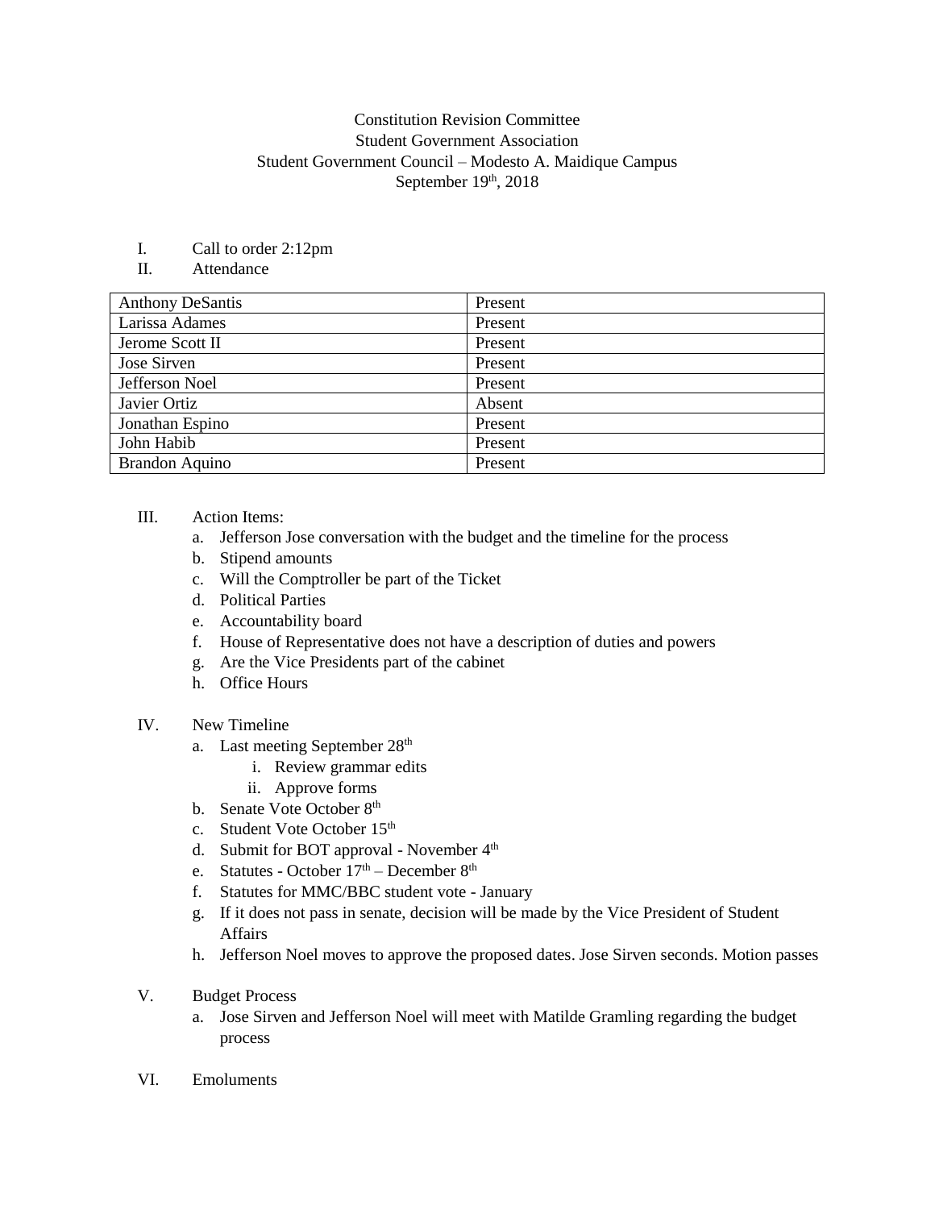Constitution Revision Committee
Student Government Association
Student Government Council – Modesto A. Maidique Campus
September 19th, 2018

I. Call to order 2:12pm
II. Attendance

| | |
|---|---|
| Anthony DeSantis | Present |
| Larissa Adames | Present |
| Jerome Scott II | Present |
| Jose Sirven | Present |
| Jefferson Noel | Present |
| Javier Ortiz | Absent |
| Jonathan Espino | Present |
| John Habib | Present |
| Brandon Aquino | Present |

III. Action Items:
   a. Jefferson Jose conversation with the budget and the timeline for the process
   b. Stipend amounts
   c. Will the Comptroller be part of the Ticket
   d. Political Parties
   e. Accountability board
   f. House of Representative does not have a description of duties and powers
   g. Are the Vice Presidents part of the cabinet
   h. Office Hours

IV. New Timeline
   a. Last meeting September 28th
      i. Review grammar edits
      ii. Approve forms
   b. Senate Vote October 8th
   c. Student Vote October 15th
   d. Submit for BOT approval - November 4th
   e. Statutes - October 17th – December 8th
   f. Statutes for MMC/BBC student vote - January
   g. If it does not pass in senate, decision will be made by the Vice President of Student Affairs
   h. Jefferson Noel moves to approve the proposed dates. Jose Sirven seconds. Motion passes

V. Budget Process
   a. Jose Sirven and Jefferson Noel will meet with Matilde Gramling regarding the budget process

VI. Emoluments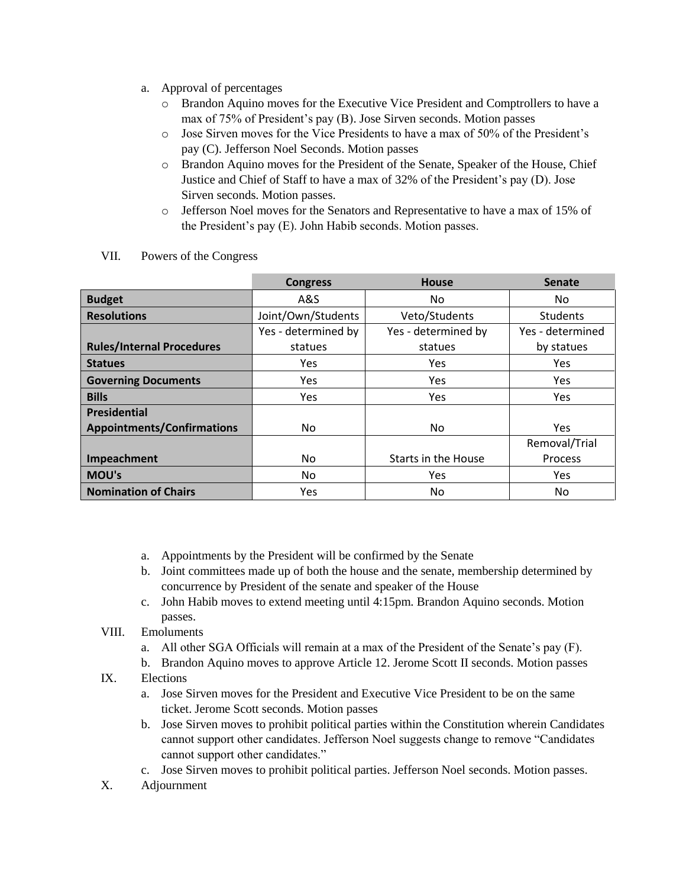a. Approval of percentages
   - Brandon Aquino moves for the Executive Vice President and Comptrollers to have a max of 75% of President's pay (B). Jose Sirven seconds. Motion passes
   - Jose Sirven moves for the Vice Presidents to have a max of 50% of the President's pay (C). Jefferson Noel Seconds. Motion passes
   - Brandon Aquino moves for the President of the Senate, Speaker of the House, Chief Justice and Chief of Staff to have a max of 32% of the President's pay (D). Jose Sirven seconds. Motion passes.
   - Jefferson Noel moves for the Senators and Representative to have a max of 15% of the President's pay (E). John Habib seconds. Motion passes.

VII. Powers of the Congress

| | Congress | House | Senate |
|---|---|---|---|
| **Budget** | A&S | No | No |
| **Resolutions** | Joint/Own/Students | Veto/Students | Students |
| **Rules/Internal Procedures** | Yes - determined by statues | Yes - determined by statues | Yes - determined by statues |
| **Statues** | Yes | Yes | Yes |
| **Governing Documents** | Yes | Yes | Yes |
| **Bills** | Yes | Yes | Yes |
| **Presidential Appointments/Confirmations** | No | No | Yes |
| **Impeachment** | No | Starts in the House | Removal/Trial Process |
| **MOU's** | No | Yes | Yes |
| **Nomination of Chairs** | Yes | No | No |

a. Appointments by the President will be confirmed by the Senate
b. Joint committees made up of both the house and the senate, membership determined by concurrence by President of the senate and speaker of the House
c. John Habib moves to extend meeting until 4:15pm. Brandon Aquino seconds. Motion passes.

VIII. Emoluments
a. All other SGA Officials will remain at a max of the President of the Senate's pay (F).
b. Brandon Aquino moves to approve Article 12. Jerome Scott II seconds. Motion passes

IX. Elections
a. Jose Sirven moves for the President and Executive Vice President to be on the same ticket. Jerome Scott seconds. Motion passes
b. Jose Sirven moves to prohibit political parties within the Constitution wherein Candidates cannot support other candidates. Jefferson Noel suggests change to remove "Candidates cannot support other candidates."
c. Jose Sirven moves to prohibit political parties. Jefferson Noel seconds. Motion passes.

X. Adjournment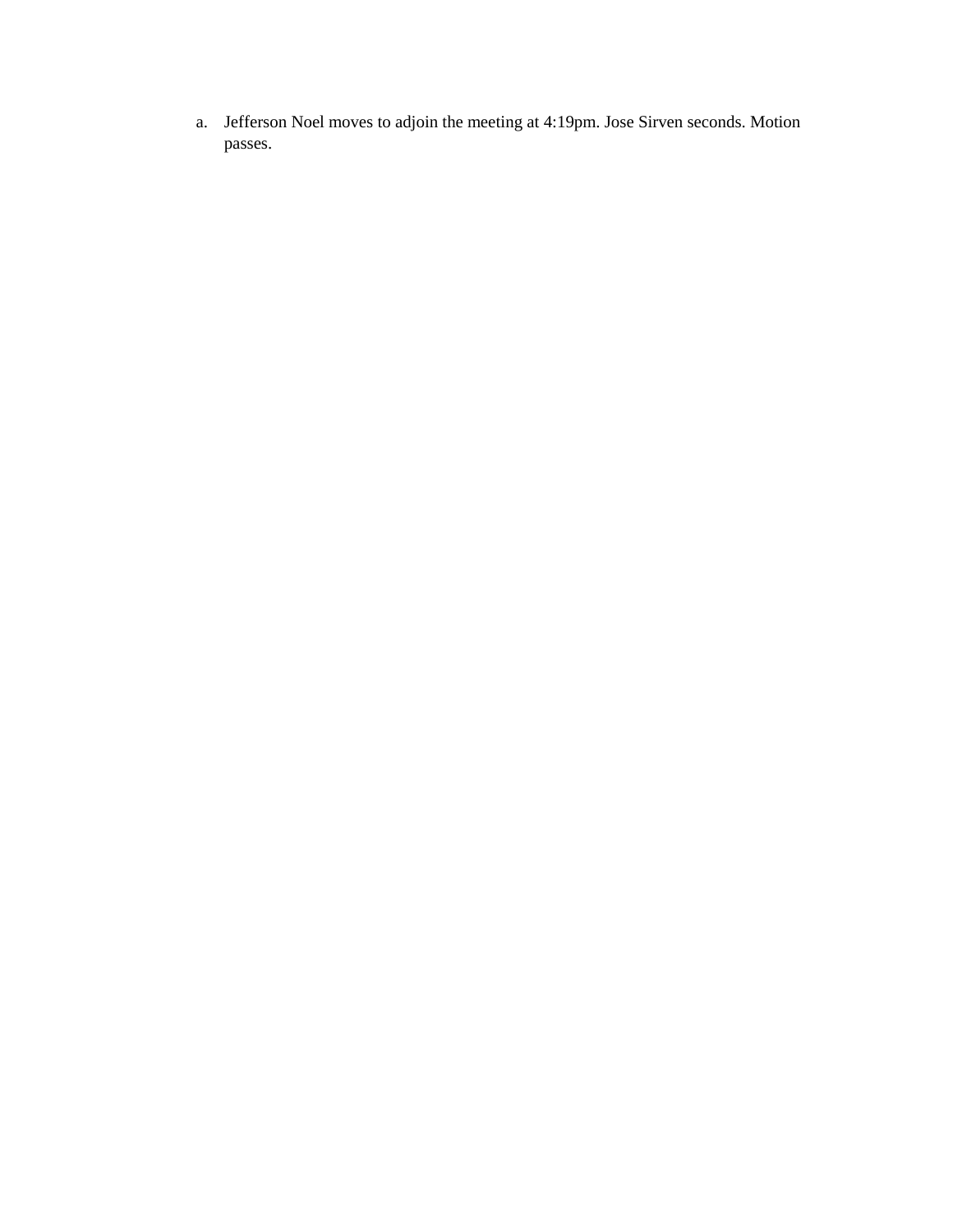a. Jefferson Noel moves to adjoin the meeting at 4:19pm. Jose Sirven seconds. Motion passes.